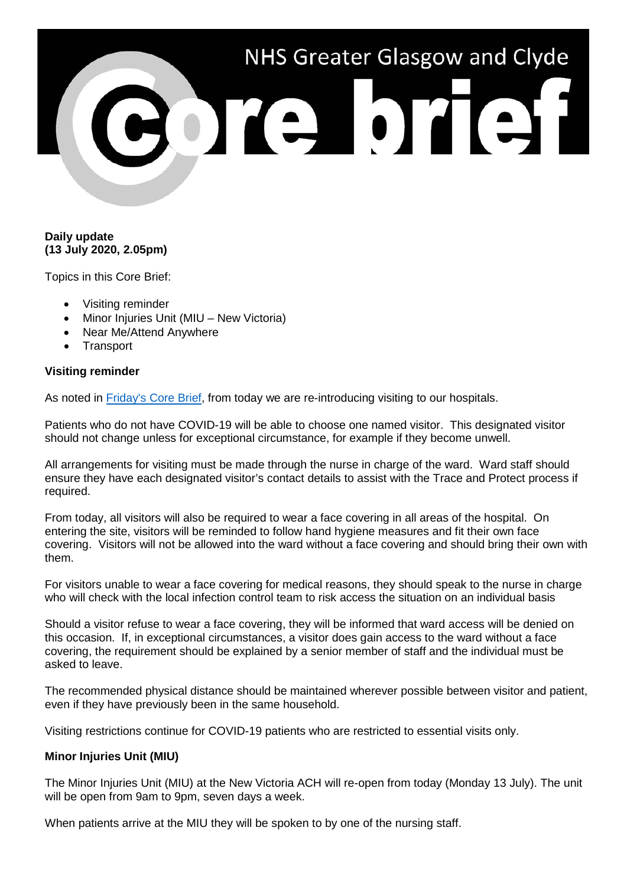# NHS Greater Glasgow and Clyde Core brief

**Daily update**
**(13 July 2020, 2.05pm)**

Topics in this Core Brief:

- Visiting reminder
- Minor Injuries Unit (MIU – New Victoria)
- Near Me/Attend Anywhere
- Transport

**Visiting reminder**

As noted in Friday's Core Brief, from today we are re-introducing visiting to our hospitals.

Patients who do not have COVID-19 will be able to choose one named visitor. This designated visitor should not change unless for exceptional circumstance, for example if they become unwell.

All arrangements for visiting must be made through the nurse in charge of the ward. Ward staff should ensure they have each designated visitor's contact details to assist with the Trace and Protect process if required.

From today, all visitors will also be required to wear a face covering in all areas of the hospital. On entering the site, visitors will be reminded to follow hand hygiene measures and fit their own face covering. Visitors will not be allowed into the ward without a face covering and should bring their own with them.

For visitors unable to wear a face covering for medical reasons, they should speak to the nurse in charge who will check with the local infection control team to risk access the situation on an individual basis

Should a visitor refuse to wear a face covering, they will be informed that ward access will be denied on this occasion. If, in exceptional circumstances, a visitor does gain access to the ward without a face covering, the requirement should be explained by a senior member of staff and the individual must be asked to leave.

The recommended physical distance should be maintained wherever possible between visitor and patient, even if they have previously been in the same household.

Visiting restrictions continue for COVID-19 patients who are restricted to essential visits only.

**Minor Injuries Unit (MIU)**

The Minor Injuries Unit (MIU) at the New Victoria ACH will re-open from today (Monday 13 July). The unit will be open from 9am to 9pm, seven days a week.

When patients arrive at the MIU they will be spoken to by one of the nursing staff.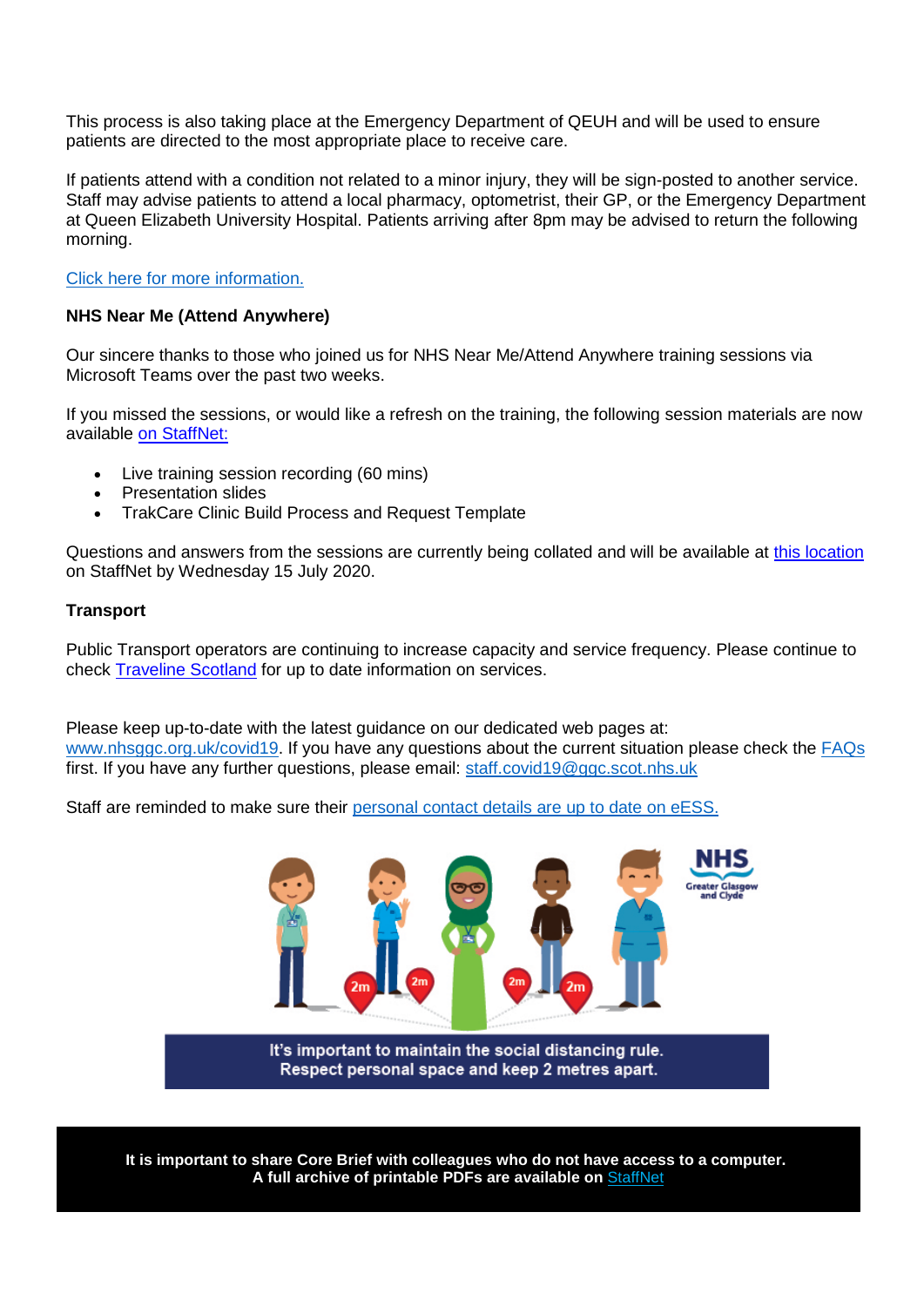This process is also taking place at the Emergency Department of QEUH and will be used to ensure patients are directed to the most appropriate place to receive care.

If patients attend with a condition not related to a minor injury, they will be sign-posted to another service. Staff may advise patients to attend a local pharmacy, optometrist, their GP, or the Emergency Department at Queen Elizabeth University Hospital. Patients arriving after 8pm may be advised to return the following morning.

Click here for more information.

**NHS Near Me (Attend Anywhere)**

Our sincere thanks to those who joined us for NHS Near Me/Attend Anywhere training sessions via Microsoft Teams over the past two weeks.

If you missed the sessions, or would like a refresh on the training, the following session materials are now available on StaffNet:

- Live training session recording (60 mins)
- Presentation slides
- TrakCare Clinic Build Process and Request Template

Questions and answers from the sessions are currently being collated and will be available at this location on StaffNet by Wednesday 15 July 2020.

**Transport**

Public Transport operators are continuing to increase capacity and service frequency. Please continue to check Traveline Scotland for up to date information on services.

Please keep up-to-date with the latest guidance on our dedicated web pages at: www.nhsggc.org.uk/covid19. If you have any questions about the current situation please check the FAQs first. If you have any further questions, please email: staff.covid19@ggc.scot.nhs.uk

Staff are reminded to make sure their personal contact details are up to date on eESS.

NHS Greater Glasgow and Clyde

2m 2m 2m 2m

It's important to maintain the social distancing rule.
Respect personal space and keep 2 metres apart.

**It is important to share Core Brief with colleagues who do not have access to a computer.**
**A full archive of printable PDFs are available on StaffNet**